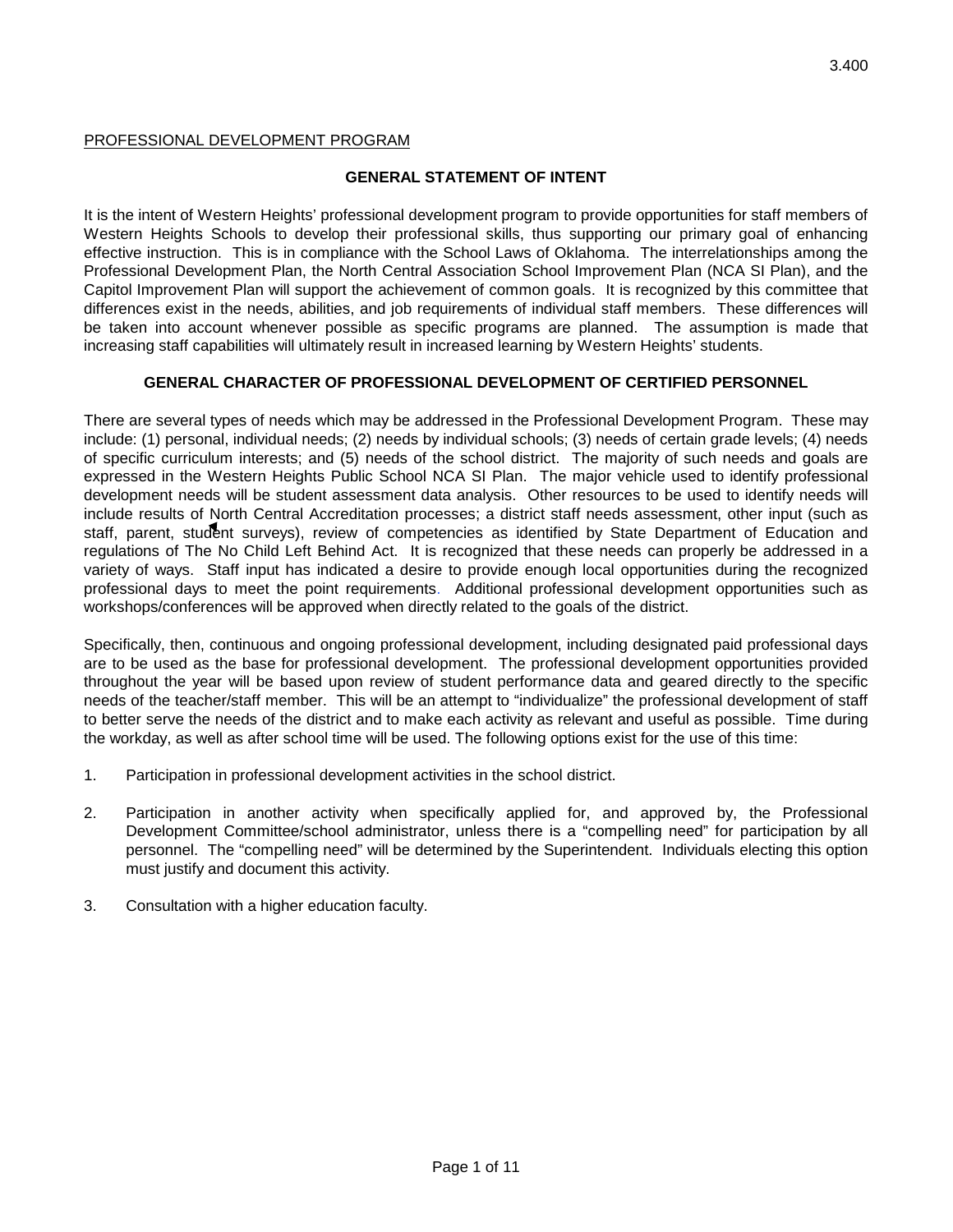PROFESSIONAL DEVELOPMENT PROGRAM

## GENERAL STATEMENT OF INTENT

It is the intent of Western Heights' professional development program to provide opportunities for staff members of Western Heights Schools to develop their professional skills, thus supporting our primary goal of enhancing effective instruction. This is in compliance with the School Laws of Oklahoma. The interrelationships among the Professional Development Plan, the North Central Association School Improvement Plan (NCA SI Plan), and the Capitol Improvement Plan will support the achievement of common goals. It is recognized by this committee that differences exist in the needs, abilities, and job requirements of individual staff members. These differences will be taken into account whenever possible as specific programs are planned. The assumption is made that increasing staff capabilities will ultimately result in increased learning by Western Heights' students.

## GENERAL CHARACTER OF PROFESSIONAL DEVELOPMENT OF CERTIFIED PERSONNEL

There are several types of needs which may be addressed in the Professional Development Program. These may include: (1) personal, individual needs; (2) needs by individual schools; (3) needs of certain grade levels; (4) needs of specific curriculum interests; and (5) needs of the school district. The majority of such needs and goals are expressed in the Western Heights Public School NCA SI Plan. The major vehicle used to identify professional development needs will be student assessment data analysis. Other resources to be used to identify needs will include results of North Central Accreditation processes; a district staff needs assessment, other input (such as staff, parent, student surveys), review of competencies as identified by State Department of Education and regulations of The No Child Left Behind Act. It is recognized that these needs can properly be addressed in a variety of ways. Staff input has indicated a desire to provide enough local opportunities during the recognized professional days to meet the point requirements. Additional professional development opportunities such as workshops/conferences will be approved when directly related to the goals of the district.

Specifically, then, continuous and ongoing professional development, including designated paid professional days are to be used as the base for professional development. The professional development opportunities provided throughout the year will be based upon review of student performance data and geared directly to the specific needs of the teacher/staff member. This will be an attempt to "individualize" the professional development of staff to better serve the needs of the district and to make each activity as relevant and useful as possible. Time during the workday, as well as after school time will be used. The following options exist for the use of this time:

1. Participation in professional development activities in the school district.

2. Participation in another activity when specifically applied for, and approved by, the Professional Development Committee/school administrator, unless there is a "compelling need" for participation by all personnel. The "compelling need" will be determined by the Superintendent. Individuals electing this option must justify and document this activity.

3. Consultation with a higher education faculty.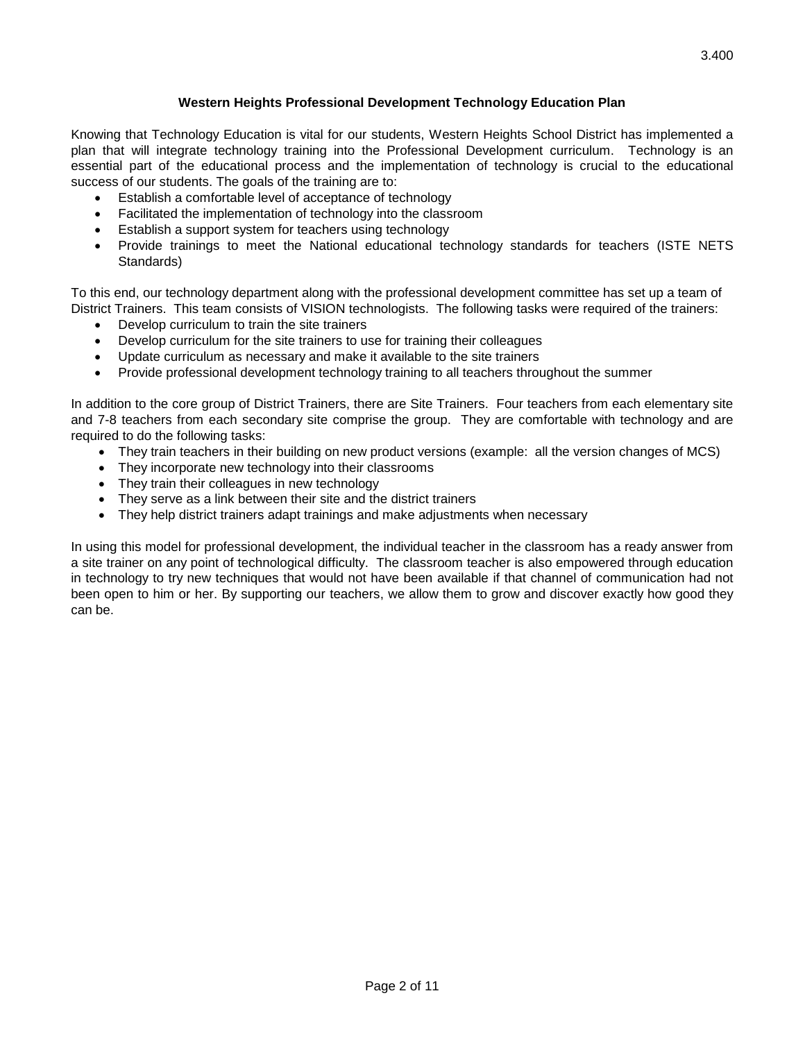**Western Heights Professional Development Technology Education Plan**

Knowing that Technology Education is vital for our students, Western Heights School District has implemented a plan that will integrate technology training into the Professional Development curriculum. Technology is an essential part of the educational process and the implementation of technology is crucial to the educational success of our students. The goals of the training are to:

- Establish a comfortable level of acceptance of technology
- Facilitated the implementation of technology into the classroom
- Establish a support system for teachers using technology
- Provide trainings to meet the National educational technology standards for teachers (ISTE NETS Standards)

To this end, our technology department along with the professional development committee has set up a team of District Trainers. This team consists of VISION technologists. The following tasks were required of the trainers:

- Develop curriculum to train the site trainers
- Develop curriculum for the site trainers to use for training their colleagues
- Update curriculum as necessary and make it available to the site trainers
- Provide professional development technology training to all teachers throughout the summer

In addition to the core group of District Trainers, there are Site Trainers. Four teachers from each elementary site and 7-8 teachers from each secondary site comprise the group. They are comfortable with technology and are required to do the following tasks:

- They train teachers in their building on new product versions (example: all the version changes of MCS)
- They incorporate new technology into their classrooms
- They train their colleagues in new technology
- They serve as a link between their site and the district trainers
- They help district trainers adapt trainings and make adjustments when necessary

In using this model for professional development, the individual teacher in the classroom has a ready answer from a site trainer on any point of technological difficulty. The classroom teacher is also empowered through education in technology to try new techniques that would not have been available if that channel of communication had not been open to him or her. By supporting our teachers, we allow them to grow and discover exactly how good they can be.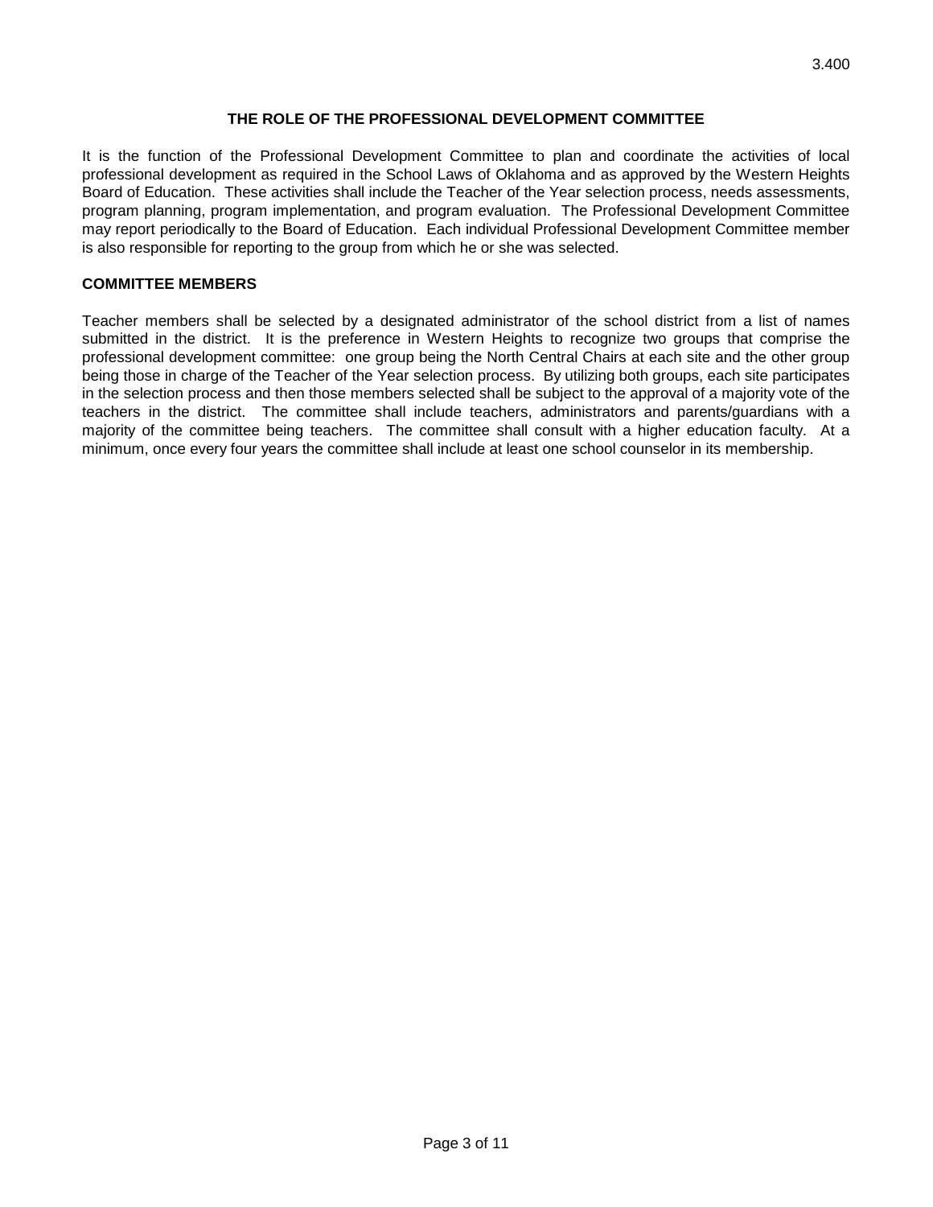3.400

## THE ROLE OF THE PROFESSIONAL DEVELOPMENT COMMITTEE

It is the function of the Professional Development Committee to plan and coordinate the activities of local professional development as required in the School Laws of Oklahoma and as approved by the Western Heights Board of Education. These activities shall include the Teacher of the Year selection process, needs assessments, program planning, program implementation, and program evaluation. The Professional Development Committee may report periodically to the Board of Education. Each individual Professional Development Committee member is also responsible for reporting to the group from which he or she was selected.

### COMMITTEE MEMBERS

Teacher members shall be selected by a designated administrator of the school district from a list of names submitted in the district. It is the preference in Western Heights to recognize two groups that comprise the professional development committee: one group being the North Central Chairs at each site and the other group being those in charge of the Teacher of the Year selection process. By utilizing both groups, each site participates in the selection process and then those members selected shall be subject to the approval of a majority vote of the teachers in the district. The committee shall include teachers, administrators and parents/guardians with a majority of the committee being teachers. The committee shall consult with a higher education faculty. At a minimum, once every four years the committee shall include at least one school counselor in its membership.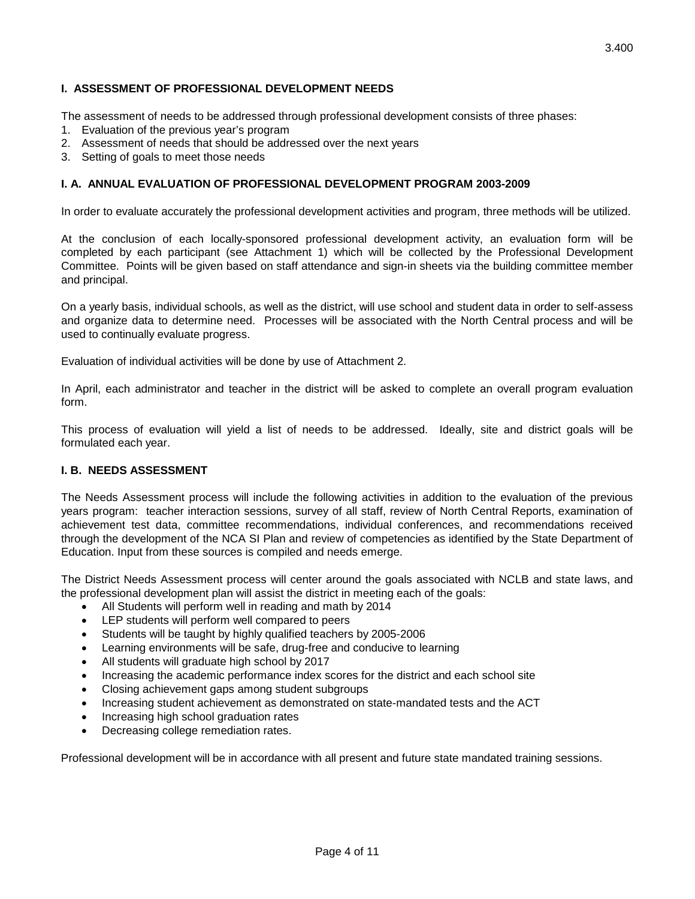## I. ASSESSMENT OF PROFESSIONAL DEVELOPMENT NEEDS

The assessment of needs to be addressed through professional development consists of three phases:

1. Evaluation of the previous year's program
2. Assessment of needs that should be addressed over the next years
3. Setting of goals to meet those needs

### I. A. ANNUAL EVALUATION OF PROFESSIONAL DEVELOPMENT PROGRAM 2003-2009

In order to evaluate accurately the professional development activities and program, three methods will be utilized.

At the conclusion of each locally-sponsored professional development activity, an evaluation form will be completed by each participant (see Attachment 1) which will be collected by the Professional Development Committee. Points will be given based on staff attendance and sign-in sheets via the building committee member and principal.

On a yearly basis, individual schools, as well as the district, will use school and student data in order to self-assess and organize data to determine need. Processes will be associated with the North Central process and will be used to continually evaluate progress.

Evaluation of individual activities will be done by use of Attachment 2.

In April, each administrator and teacher in the district will be asked to complete an overall program evaluation form.

This process of evaluation will yield a list of needs to be addressed. Ideally, site and district goals will be formulated each year.

### I. B. NEEDS ASSESSMENT

The Needs Assessment process will include the following activities in addition to the evaluation of the previous years program: teacher interaction sessions, survey of all staff, review of North Central Reports, examination of achievement test data, committee recommendations, individual conferences, and recommendations received through the development of the NCA SI Plan and review of competencies as identified by the State Department of Education. Input from these sources is compiled and needs emerge.

The District Needs Assessment process will center around the goals associated with NCLB and state laws, and the professional development plan will assist the district in meeting each of the goals:

- All Students will perform well in reading and math by 2014
- LEP students will perform well compared to peers
- Students will be taught by highly qualified teachers by 2005-2006
- Learning environments will be safe, drug-free and conducive to learning
- All students will graduate high school by 2017
- Increasing the academic performance index scores for the district and each school site
- Closing achievement gaps among student subgroups
- Increasing student achievement as demonstrated on state-mandated tests and the ACT
- Increasing high school graduation rates
- Decreasing college remediation rates.

Professional development will be in accordance with all present and future state mandated training sessions.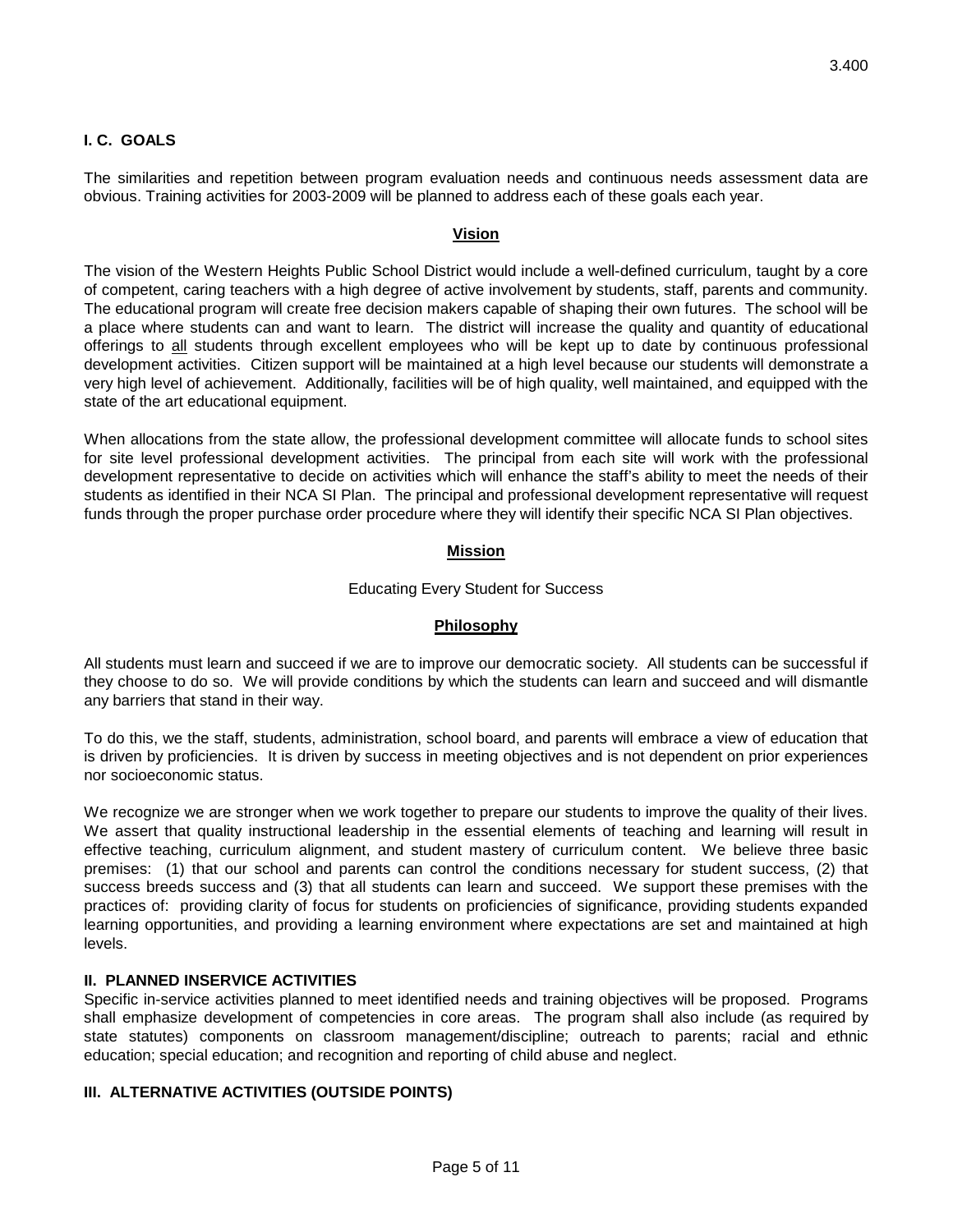**I. C. GOALS**

The similarities and repetition between program evaluation needs and continuous needs assessment data are obvious. Training activities for 2003-2009 will be planned to address each of these goals each year.

**Vision**

The vision of the Western Heights Public School District would include a well-defined curriculum, taught by a core of competent, caring teachers with a high degree of active involvement by students, staff, parents and community. The educational program will create free decision makers capable of shaping their own futures. The school will be a place where students can and want to learn. The district will increase the quality and quantity of educational offerings to all students through excellent employees who will be kept up to date by continuous professional development activities. Citizen support will be maintained at a high level because our students will demonstrate a very high level of achievement. Additionally, facilities will be of high quality, well maintained, and equipped with the state of the art educational equipment.

When allocations from the state allow, the professional development committee will allocate funds to school sites for site level professional development activities. The principal from each site will work with the professional development representative to decide on activities which will enhance the staff's ability to meet the needs of their students as identified in their NCA SI Plan. The principal and professional development representative will request funds through the proper purchase order procedure where they will identify their specific NCA SI Plan objectives.

**Mission**

Educating Every Student for Success

**Philosophy**

All students must learn and succeed if we are to improve our democratic society. All students can be successful if they choose to do so. We will provide conditions by which the students can learn and succeed and will dismantle any barriers that stand in their way.

To do this, we the staff, students, administration, school board, and parents will embrace a view of education that is driven by proficiencies. It is driven by success in meeting objectives and is not dependent on prior experiences nor socioeconomic status.

We recognize we are stronger when we work together to prepare our students to improve the quality of their lives. We assert that quality instructional leadership in the essential elements of teaching and learning will result in effective teaching, curriculum alignment, and student mastery of curriculum content. We believe three basic premises: (1) that our school and parents can control the conditions necessary for student success, (2) that success breeds success and (3) that all students can learn and succeed. We support these premises with the practices of: providing clarity of focus for students on proficiencies of significance, providing students expanded learning opportunities, and providing a learning environment where expectations are set and maintained at high levels.

**II. PLANNED INSERVICE ACTIVITIES**

Specific in-service activities planned to meet identified needs and training objectives will be proposed. Programs shall emphasize development of competencies in core areas. The program shall also include (as required by state statutes) components on classroom management/discipline; outreach to parents; racial and ethnic education; special education; and recognition and reporting of child abuse and neglect.

**III. ALTERNATIVE ACTIVITIES (OUTSIDE POINTS)**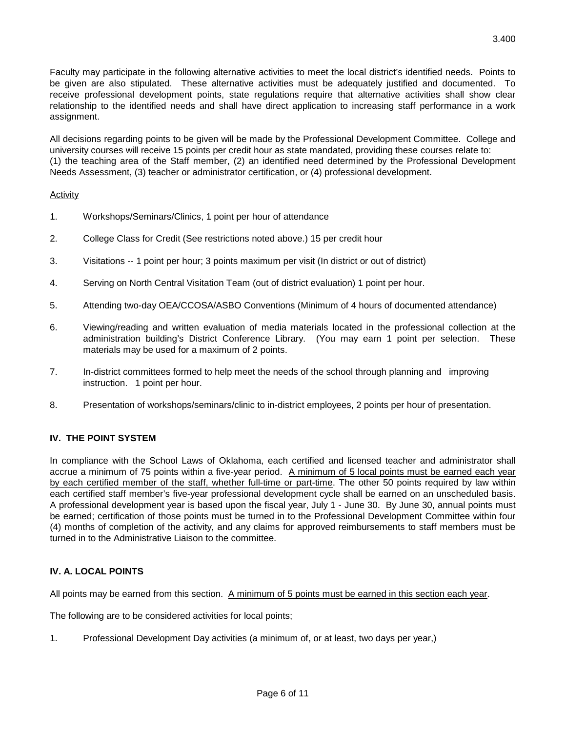Faculty may participate in the following alternative activities to meet the local district's identified needs. Points to be given are also stipulated. These alternative activities must be adequately justified and documented. To receive professional development points, state regulations require that alternative activities shall show clear relationship to the identified needs and shall have direct application to increasing staff performance in a work assignment.

All decisions regarding points to be given will be made by the Professional Development Committee. College and university courses will receive 15 points per credit hour as state mandated, providing these courses relate to: (1) the teaching area of the Staff member, (2) an identified need determined by the Professional Development Needs Assessment, (3) teacher or administrator certification, or (4) professional development.

<u>Activity</u>

1. Workshops/Seminars/Clinics, 1 point per hour of attendance
2. College Class for Credit (See restrictions noted above.) 15 per credit hour
3. Visitations -- 1 point per hour; 3 points maximum per visit (In district or out of district)
4. Serving on North Central Visitation Team (out of district evaluation) 1 point per hour.
5. Attending two-day OEA/CCOSA/ASBO Conventions (Minimum of 4 hours of documented attendance)
6. Viewing/reading and written evaluation of media materials located in the professional collection at the administration building's District Conference Library. (You may earn 1 point per selection. These materials may be used for a maximum of 2 points.
7. In-district committees formed to help meet the needs of the school through planning and improving instruction. 1 point per hour.
8. Presentation of workshops/seminars/clinic to in-district employees, 2 points per hour of presentation.

## IV. THE POINT SYSTEM

In compliance with the School Laws of Oklahoma, each certified and licensed teacher and administrator shall accrue a minimum of 75 points within a five-year period. <u>A minimum of 5 local points must be earned each year by each certified member of the staff, whether full-time or part-time</u>. The other 50 points required by law within each certified staff member's five-year professional development cycle shall be earned on an unscheduled basis. A professional development year is based upon the fiscal year, July 1 - June 30. By June 30, annual points must be earned; certification of those points must be turned in to the Professional Development Committee within four (4) months of completion of the activity, and any claims for approved reimbursements to staff members must be turned in to the Administrative Liaison to the committee.

## IV. A. LOCAL POINTS

All points may be earned from this section. <u>A minimum of 5 points must be earned in this section each year</u>.

The following are to be considered activities for local points;

1. Professional Development Day activities (a minimum of, or at least, two days per year,)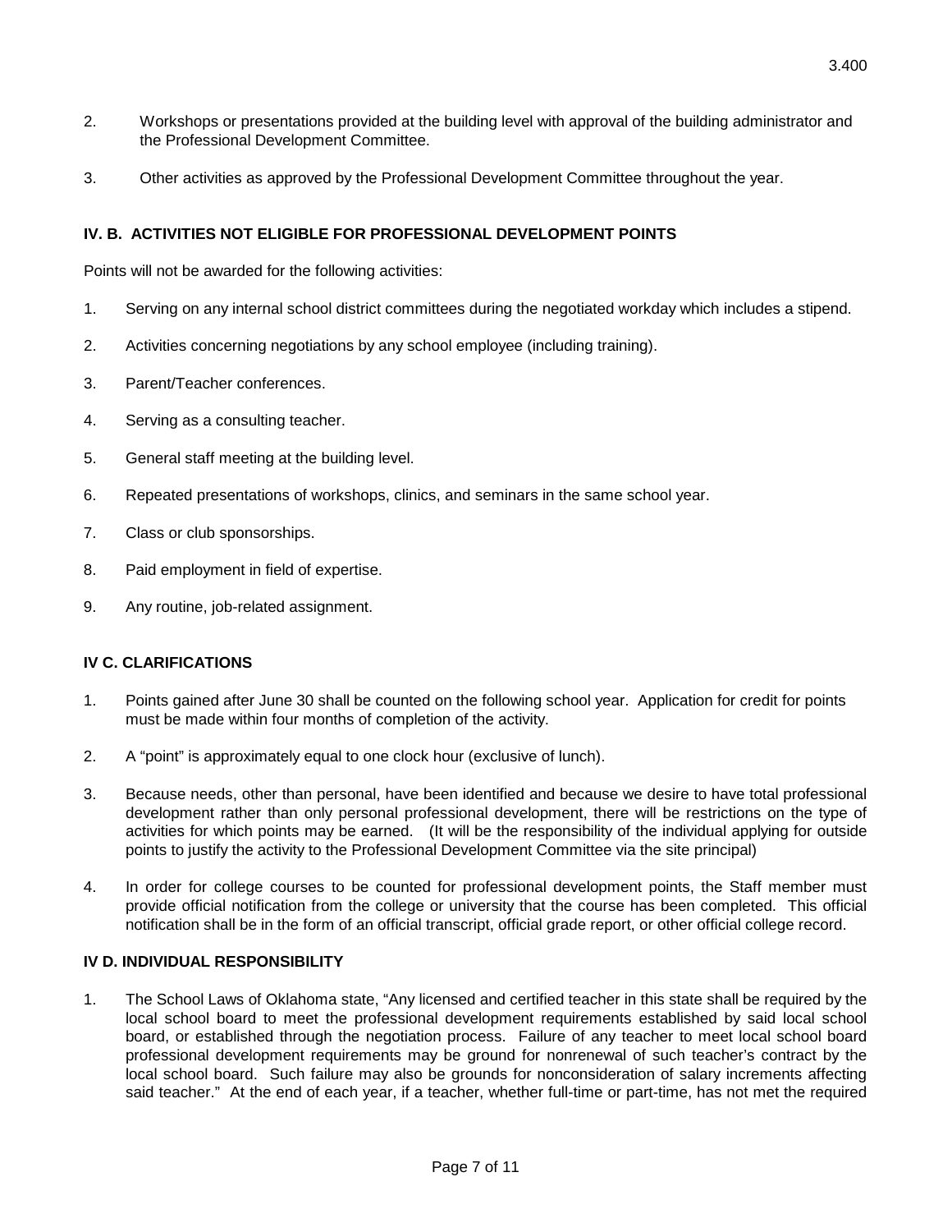2. Workshops or presentations provided at the building level with approval of the building administrator and the Professional Development Committee.

3. Other activities as approved by the Professional Development Committee throughout the year.

**IV. B. ACTIVITIES NOT ELIGIBLE FOR PROFESSIONAL DEVELOPMENT POINTS**

Points will not be awarded for the following activities:

1. Serving on any internal school district committees during the negotiated workday which includes a stipend.

2. Activities concerning negotiations by any school employee (including training).

3. Parent/Teacher conferences.

4. Serving as a consulting teacher.

5. General staff meeting at the building level.

6. Repeated presentations of workshops, clinics, and seminars in the same school year.

7. Class or club sponsorships.

8. Paid employment in field of expertise.

9. Any routine, job-related assignment.

**IV C. CLARIFICATIONS**

1. Points gained after June 30 shall be counted on the following school year. Application for credit for points must be made within four months of completion of the activity.

2. A "point" is approximately equal to one clock hour (exclusive of lunch).

3. Because needs, other than personal, have been identified and because we desire to have total professional development rather than only personal professional development, there will be restrictions on the type of activities for which points may be earned. (It will be the responsibility of the individual applying for outside points to justify the activity to the Professional Development Committee via the site principal)

4. In order for college courses to be counted for professional development points, the Staff member must provide official notification from the college or university that the course has been completed. This official notification shall be in the form of an official transcript, official grade report, or other official college record.

**IV D. INDIVIDUAL RESPONSIBILITY**

1. The School Laws of Oklahoma state, "Any licensed and certified teacher in this state shall be required by the local school board to meet the professional development requirements established by said local school board, or established through the negotiation process. Failure of any teacher to meet local school board professional development requirements may be ground for nonrenewal of such teacher's contract by the local school board. Such failure may also be grounds for nonconsideration of salary increments affecting said teacher." At the end of each year, if a teacher, whether full-time or part-time, has not met the required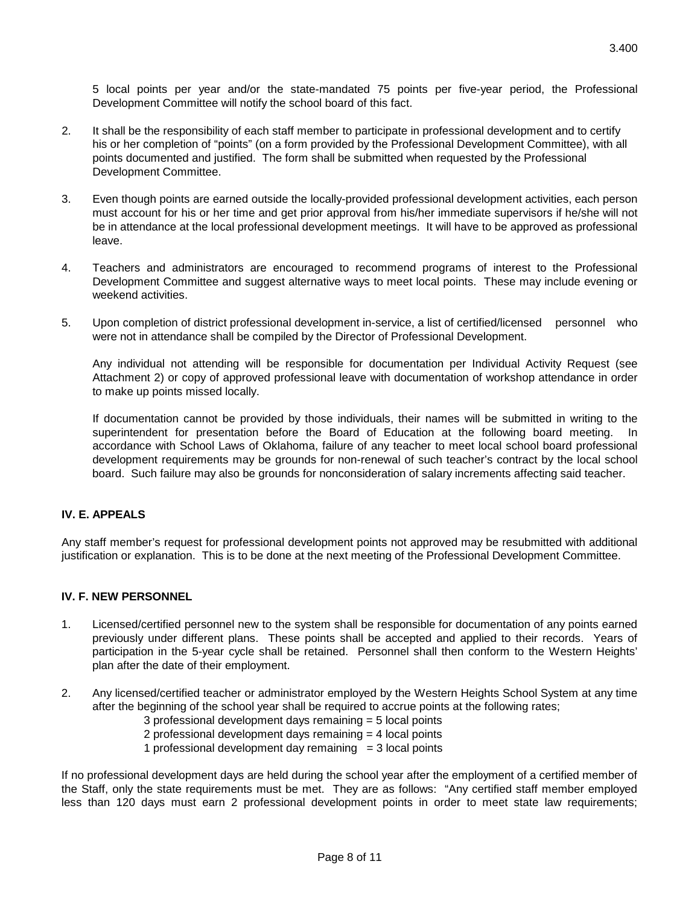5 local points per year and/or the state-mandated 75 points per five-year period, the Professional Development Committee will notify the school board of this fact.

2. It shall be the responsibility of each staff member to participate in professional development and to certify his or her completion of "points" (on a form provided by the Professional Development Committee), with all points documented and justified. The form shall be submitted when requested by the Professional Development Committee.

3. Even though points are earned outside the locally-provided professional development activities, each person must account for his or her time and get prior approval from his/her immediate supervisors if he/she will not be in attendance at the local professional development meetings. It will have to be approved as professional leave.

4. Teachers and administrators are encouraged to recommend programs of interest to the Professional Development Committee and suggest alternative ways to meet local points. These may include evening or weekend activities.

5. Upon completion of district professional development in-service, a list of certified/licensed personnel who were not in attendance shall be compiled by the Director of Professional Development.

   Any individual not attending will be responsible for documentation per Individual Activity Request (see Attachment 2) or copy of approved professional leave with documentation of workshop attendance in order to make up points missed locally.

   If documentation cannot be provided by those individuals, their names will be submitted in writing to the superintendent for presentation before the Board of Education at the following board meeting. In accordance with School Laws of Oklahoma, failure of any teacher to meet local school board professional development requirements may be grounds for non-renewal of such teacher's contract by the local school board. Such failure may also be grounds for nonconsideration of salary increments affecting said teacher.

### IV. E. APPEALS

Any staff member's request for professional development points not approved may be resubmitted with additional justification or explanation. This is to be done at the next meeting of the Professional Development Committee.

### IV. F. NEW PERSONNEL

1. Licensed/certified personnel new to the system shall be responsible for documentation of any points earned previously under different plans. These points shall be accepted and applied to their records. Years of participation in the 5-year cycle shall be retained. Personnel shall then conform to the Western Heights' plan after the date of their employment.

2. Any licensed/certified teacher or administrator employed by the Western Heights School System at any time after the beginning of the school year shall be required to accrue points at the following rates;
   - 3 professional development days remaining = 5 local points
   - 2 professional development days remaining = 4 local points
   - 1 professional development day remaining = 3 local points

If no professional development days are held during the school year after the employment of a certified member of the Staff, only the state requirements must be met. They are as follows: "Any certified staff member employed less than 120 days must earn 2 professional development points in order to meet state law requirements;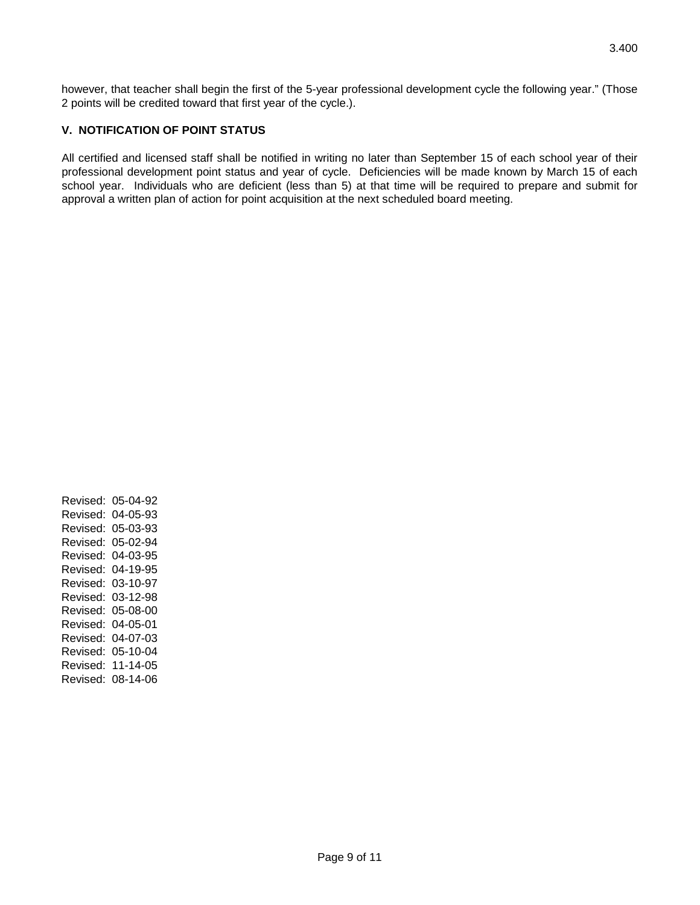however, that teacher shall begin the first of the 5-year professional development cycle the following year." (Those 2 points will be credited toward that first year of the cycle.).

### V. NOTIFICATION OF POINT STATUS

All certified and licensed staff shall be notified in writing no later than September 15 of each school year of their professional development point status and year of cycle. Deficiencies will be made known by March 15 of each school year. Individuals who are deficient (less than 5) at that time will be required to prepare and submit for approval a written plan of action for point acquisition at the next scheduled board meeting.

Revised: 05-04-92
Revised: 04-05-93
Revised: 05-03-93
Revised: 05-02-94
Revised: 04-03-95
Revised: 04-19-95
Revised: 03-10-97
Revised: 03-12-98
Revised: 05-08-00
Revised: 04-05-01
Revised: 04-07-03
Revised: 05-10-04
Revised: 11-14-05
Revised: 08-14-06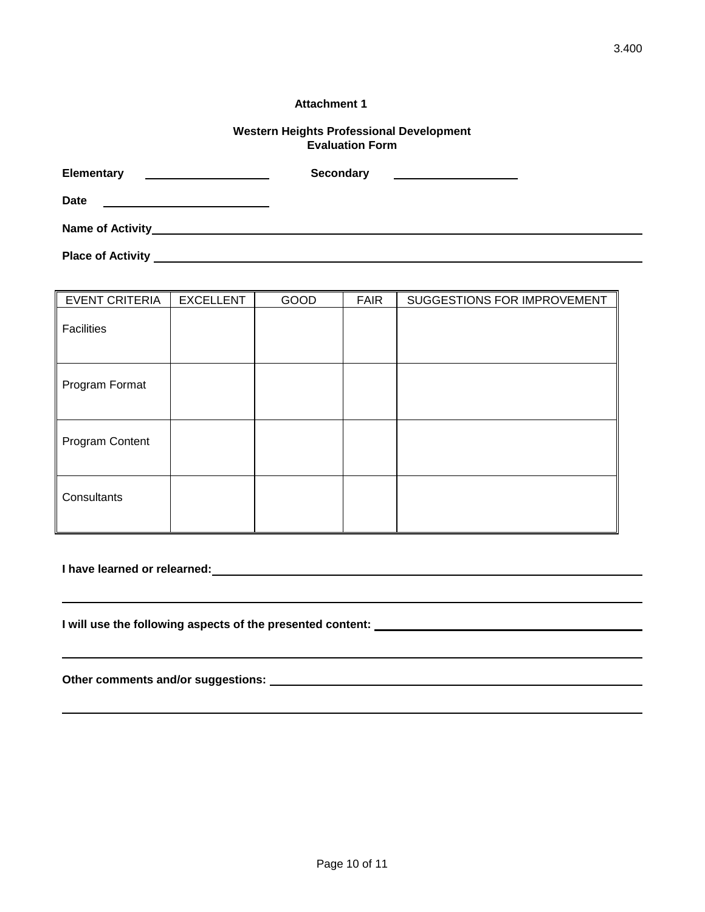**Attachment 1**

**Western Heights Professional Development**
**Evaluation Form**

**Elementary** ____________________ **Secondary** ____________________

**Date** __________________________

**Name of Activity**________________________________________________________________________________

**Place of Activity** ________________________________________________________________________________

| EVENT CRITERIA | EXCELLENT | GOOD | FAIR | SUGGESTIONS FOR IMPROVEMENT |
|---|---|---|---|---|
| Facilities | | | | |
| Program Format | | | | |
| Program Content | | | | |
| Consultants | | | | |

**I have learned or relearned:**________________________________________________________________________

______________________________________________________________________________________________

**I will use the following aspects of the presented content:** ____________________________________________

______________________________________________________________________________________________

**Other comments and/or suggestions:** ___________________________________________________________

______________________________________________________________________________________________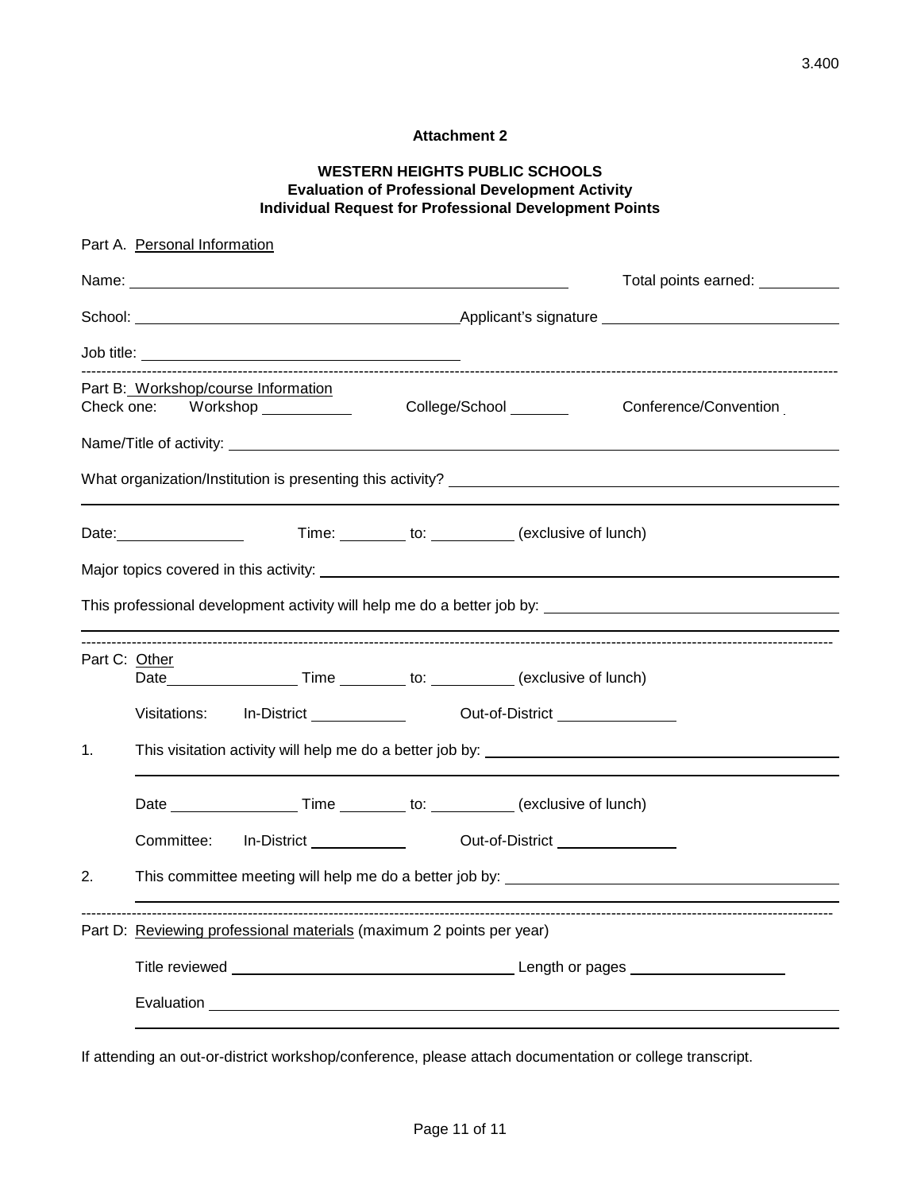**Attachment 2**

**WESTERN HEIGHTS PUBLIC SCHOOLS**
**Evaluation of Professional Development Activity**
**Individual Request for Professional Development Points**

Part A. Personal Information

Name: ______________________________ Total points earned: __________

School: ______________________________ Applicant's signature ______________________________

Job title: ______________________________

---

Part B: Workshop/course Information
Check one: Workshop __________ College/School _______ Conference/Convention

Name/Title of activity: ______________________________

What organization/Institution is presenting this activity? ______________________________

Date: ______________ Time: ________ to: __________ (exclusive of lunch)

Major topics covered in this activity: ______________________________

This professional development activity will help me do a better job by: ______________________________

---

Part C: Other
Date ______________ Time ________ to: __________ (exclusive of lunch)

Visitations: In-District __________ Out-of-District ____________

1. This visitation activity will help me do a better job by: ______________________________

Date ______________ Time ________ to: __________ (exclusive of lunch)

Committee: In-District __________ Out-of-District ____________

2. This committee meeting will help me do a better job by: ______________________________

---

Part D: Reviewing professional materials (maximum 2 points per year)

Title reviewed ______________________________ Length or pages ________________

Evaluation ______________________________

If attending an out-or-district workshop/conference, please attach documentation or college transcript.